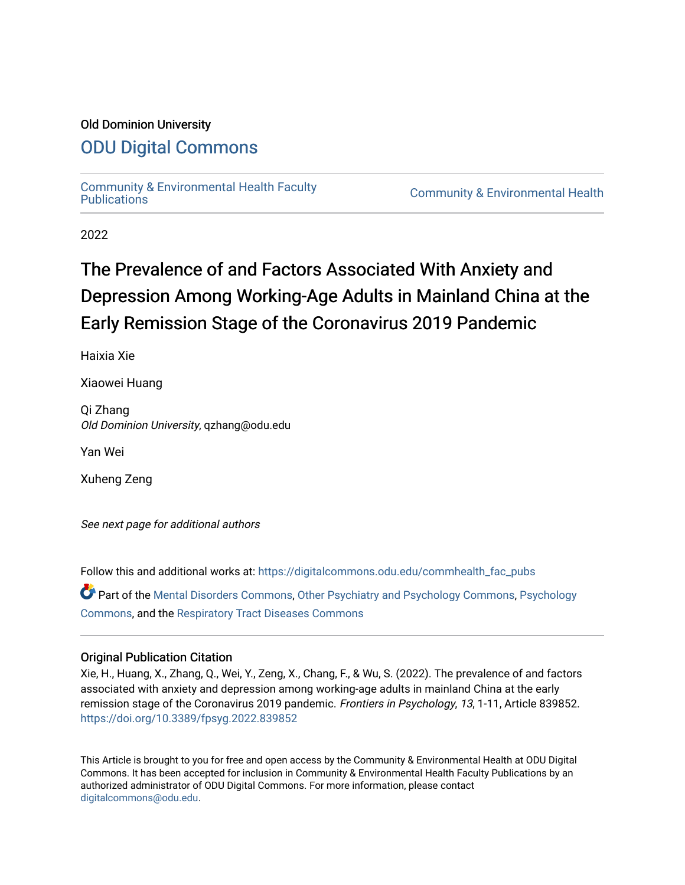Old Dominion University

# ODU Digital Commons

Community & Environmental Health Faculty Publications | Community & Environmental Health

2022

# The Prevalence of and Factors Associated With Anxiety and Depression Among Working-Age Adults in Mainland China at the Early Remission Stage of the Coronavirus 2019 Pandemic

Haixia Xie

Xiaowei Huang

Qi Zhang
*Old Dominion University*, qzhang@odu.edu

Yan Wei

Xuheng Zeng

*See next page for additional authors*

Follow this and additional works at: https://digitalcommons.odu.edu/commhealth_fac_pubs

Part of the Mental Disorders Commons, Other Psychiatry and Psychology Commons, Psychology Commons, and the Respiratory Tract Diseases Commons

## Original Publication Citation

Xie, H., Huang, X., Zhang, Q., Wei, Y., Zeng, X., Chang, F., & Wu, S. (2022). The prevalence of and factors associated with anxiety and depression among working-age adults in mainland China at the early remission stage of the Coronavirus 2019 pandemic. *Frontiers in Psychology*, *13*, 1-11, Article 839852. https://doi.org/10.3389/fpsyg.2022.839852

This Article is brought to you for free and open access by the Community & Environmental Health at ODU Digital Commons. It has been accepted for inclusion in Community & Environmental Health Faculty Publications by an authorized administrator of ODU Digital Commons. For more information, please contact digitalcommons@odu.edu.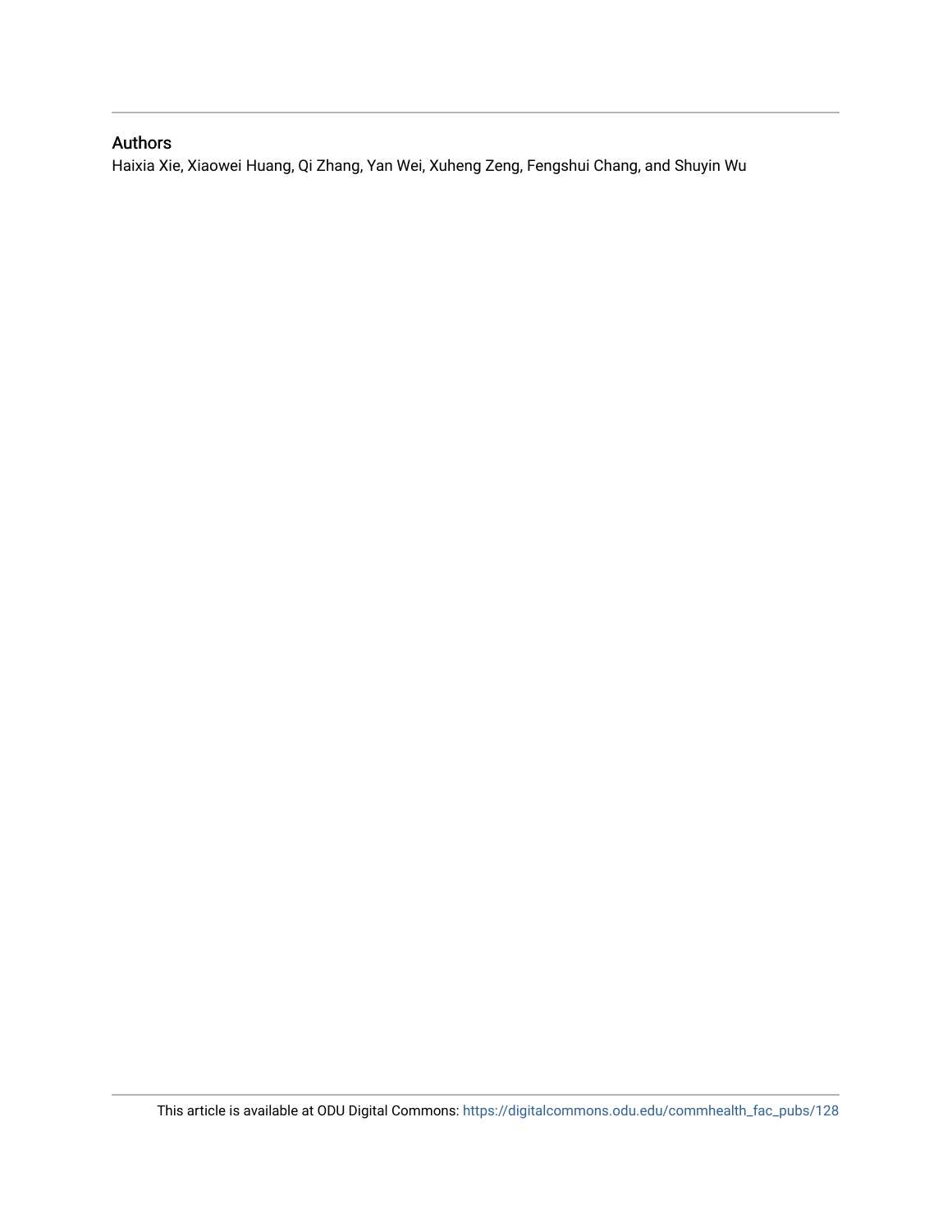## Authors

Haixia Xie, Xiaowei Huang, Qi Zhang, Yan Wei, Xuheng Zeng, Fengshui Chang, and Shuyin Wu

This article is available at ODU Digital Commons: https://digitalcommons.odu.edu/commhealth_fac_pubs/128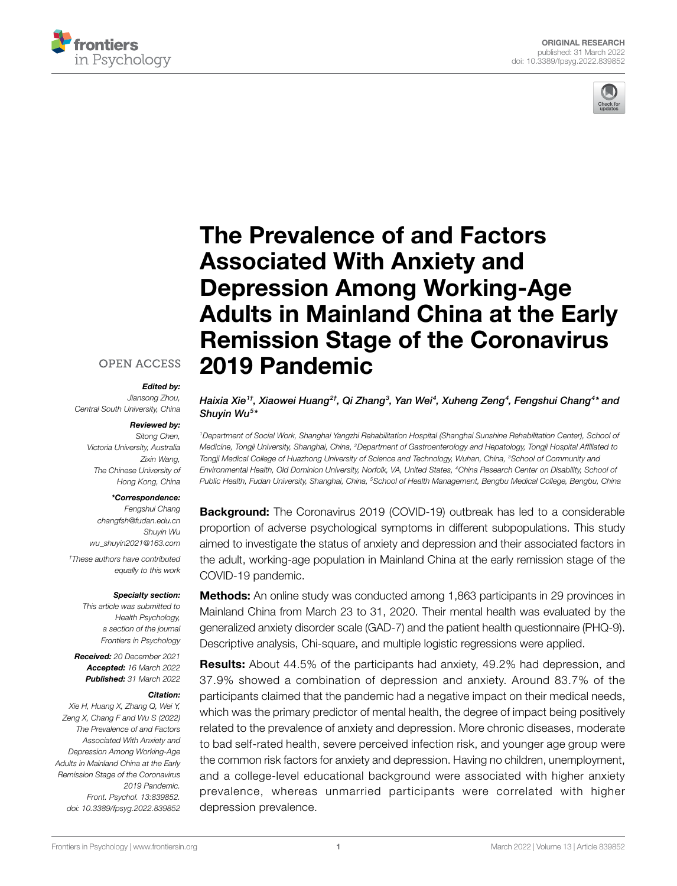# The Prevalence of and Factors Associated With Anxiety and Depression Among Working-Age Adults in Mainland China at the Early Remission Stage of the Coronavirus 2019 Pandemic

*Haixia Xie[1†], Xiaowei Huang[2†], Qi Zhang[3], Yan Wei[4], Xuheng Zeng[4], Fengshui Chang[4*] and Shuyin Wu[5*]*

*[1]Department of Social Work, Shanghai Yangzhi Rehabilitation Hospital (Shanghai Sunshine Rehabilitation Center), School of Medicine, Tongji University, Shanghai, China, [2]Department of Gastroenterology and Hepatology, Tongji Hospital Affiliated to Tongji Medical College of Huazhong University of Science and Technology, Wuhan, China, [3]School of Community and Environmental Health, Old Dominion University, Norfolk, VA, United States, [4]China Research Center on Disability, School of Public Health, Fudan University, Shanghai, China, [5]School of Health Management, Bengbu Medical College, Bengbu, China*

OPEN ACCESS

***Edited by:***
Jiansong Zhou,
Central South University, China

***Reviewed by:***
Sitong Chen,
Victoria University, Australia
Zixin Wang,
The Chinese University of Hong Kong, China

***\*Correspondence:***
Fengshui Chang
changfsh@fudan.edu.cn
Shuyin Wu
wu_shuyin2021@163.com

*†These authors have contributed equally to this work*

***Specialty section:***
This article was submitted to Health Psychology, a section of the journal Frontiers in Psychology

***Received:*** 20 December 2021
***Accepted:*** 16 March 2022
***Published:*** 31 March 2022

***Citation:***
Xie H, Huang X, Zhang Q, Wei Y, Zeng X, Chang F and Wu S (2022) The Prevalence of and Factors Associated With Anxiety and Depression Among Working-Age Adults in Mainland China at the Early Remission Stage of the Coronavirus 2019 Pandemic. Front. Psychol. 13:839852. doi: 10.3389/fpsyg.2022.839852

**Background:** The Coronavirus 2019 (COVID-19) outbreak has led to a considerable proportion of adverse psychological symptoms in different subpopulations. This study aimed to investigate the status of anxiety and depression and their associated factors in the adult, working-age population in Mainland China at the early remission stage of the COVID-19 pandemic.

**Methods:** An online study was conducted among 1,863 participants in 29 provinces in Mainland China from March 23 to 31, 2020. Their mental health was evaluated by the generalized anxiety disorder scale (GAD-7) and the patient health questionnaire (PHQ-9). Descriptive analysis, Chi-square, and multiple logistic regressions were applied.

**Results:** About 44.5% of the participants had anxiety, 49.2% had depression, and 37.9% showed a combination of depression and anxiety. Around 83.7% of the participants claimed that the pandemic had a negative impact on their medical needs, which was the primary predictor of mental health, the degree of impact being positively related to the prevalence of anxiety and depression. More chronic diseases, moderate to bad self-rated health, severe perceived infection risk, and younger age group were the common risk factors for anxiety and depression. Having no children, unemployment, and a college-level educational background were associated with higher anxiety prevalence, whereas unmarried participants were correlated with higher depression prevalence.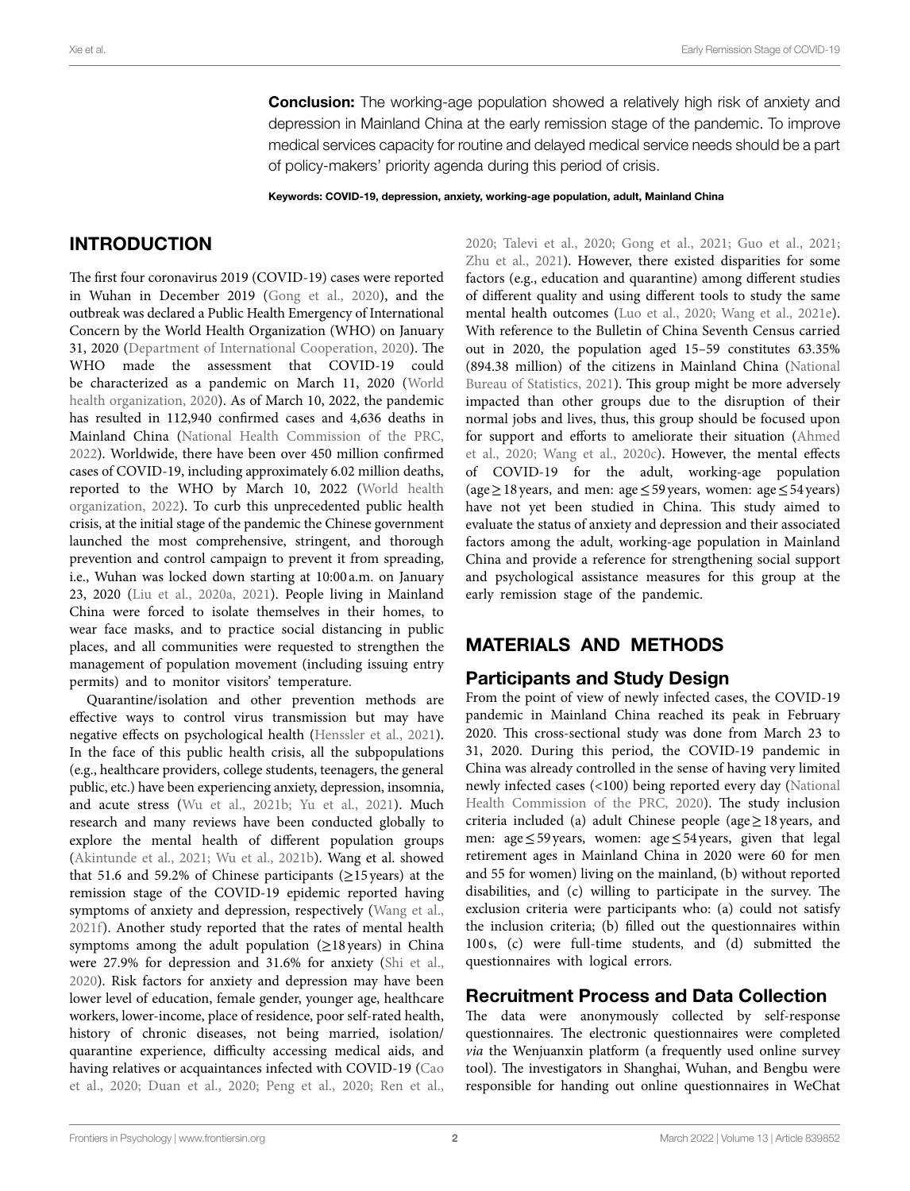**Conclusion:** The working-age population showed a relatively high risk of anxiety and depression in Mainland China at the early remission stage of the pandemic. To improve medical services capacity for routine and delayed medical service needs should be a part of policy-makers' priority agenda during this period of crisis.

**Keywords: COVID-19, depression, anxiety, working-age population, adult, Mainland China**

## INTRODUCTION

The first four coronavirus 2019 (COVID-19) cases were reported in Wuhan in December 2019 (Gong et al., 2020), and the outbreak was declared a Public Health Emergency of International Concern by the World Health Organization (WHO) on January 31, 2020 (Department of International Cooperation, 2020). The WHO made the assessment that COVID-19 could be characterized as a pandemic on March 11, 2020 (World health organization, 2020). As of March 10, 2022, the pandemic has resulted in 112,940 confirmed cases and 4,636 deaths in Mainland China (National Health Commission of the PRC, 2022). Worldwide, there have been over 450 million confirmed cases of COVID-19, including approximately 6.02 million deaths, reported to the WHO by March 10, 2022 (World health organization, 2022). To curb this unprecedented public health crisis, at the initial stage of the pandemic the Chinese government launched the most comprehensive, stringent, and thorough prevention and control campaign to prevent it from spreading, i.e., Wuhan was locked down starting at 10:00 a.m. on January 23, 2020 (Liu et al., 2020a, 2021). People living in Mainland China were forced to isolate themselves in their homes, to wear face masks, and to practice social distancing in public places, and all communities were requested to strengthen the management of population movement (including issuing entry permits) and to monitor visitors' temperature.

Quarantine/isolation and other prevention methods are effective ways to control virus transmission but may have negative effects on psychological health (Henssler et al., 2021). In the face of this public health crisis, all the subpopulations (e.g., healthcare providers, college students, teenagers, the general public, etc.) have been experiencing anxiety, depression, insomnia, and acute stress (Wu et al., 2021b; Yu et al., 2021). Much research and many reviews have been conducted globally to explore the mental health of different population groups (Akintunde et al., 2021; Wu et al., 2021b). Wang et al. showed that 51.6 and 59.2% of Chinese participants (≥15 years) at the remission stage of the COVID-19 epidemic reported having symptoms of anxiety and depression, respectively (Wang et al., 2021f). Another study reported that the rates of mental health symptoms among the adult population (≥18 years) in China were 27.9% for depression and 31.6% for anxiety (Shi et al., 2020). Risk factors for anxiety and depression may have been lower level of education, female gender, younger age, healthcare workers, lower-income, place of residence, poor self-rated health, history of chronic diseases, not being married, isolation/quarantine experience, difficulty accessing medical aids, and having relatives or acquaintances infected with COVID-19 (Cao et al., 2020; Duan et al., 2020; Peng et al., 2020; Ren et al., 2020; Talevi et al., 2020; Gong et al., 2021; Guo et al., 2021; Zhu et al., 2021). However, there existed disparities for some factors (e.g., education and quarantine) among different studies of different quality and using different tools to study the same mental health outcomes (Luo et al., 2020; Wang et al., 2021e). With reference to the Bulletin of China Seventh Census carried out in 2020, the population aged 15–59 constitutes 63.35% (894.38 million) of the citizens in Mainland China (National Bureau of Statistics, 2021). This group might be more adversely impacted than other groups due to the disruption of their normal jobs and lives, thus, this group should be focused upon for support and efforts to ameliorate their situation (Ahmed et al., 2020; Wang et al., 2020c). However, the mental effects of COVID-19 for the adult, working-age population (age ≥ 18 years, and men: age ≤ 59 years, women: age ≤ 54 years) have not yet been studied in China. This study aimed to evaluate the status of anxiety and depression and their associated factors among the adult, working-age population in Mainland China and provide a reference for strengthening social support and psychological assistance measures for this group at the early remission stage of the pandemic.

## MATERIALS AND METHODS

### Participants and Study Design

From the point of view of newly infected cases, the COVID-19 pandemic in Mainland China reached its peak in February 2020. This cross-sectional study was done from March 23 to 31, 2020. During this period, the COVID-19 pandemic in China was already controlled in the sense of having very limited newly infected cases (<100) being reported every day (National Health Commission of the PRC, 2020). The study inclusion criteria included (a) adult Chinese people (age ≥ 18 years, and men: age ≤ 59 years, women: age ≤ 54 years, given that legal retirement ages in Mainland China in 2020 were 60 for men and 55 for women) living on the mainland, (b) without reported disabilities, and (c) willing to participate in the survey. The exclusion criteria were participants who: (a) could not satisfy the inclusion criteria; (b) filled out the questionnaires within 100 s, (c) were full-time students, and (d) submitted the questionnaires with logical errors.

### Recruitment Process and Data Collection

The data were anonymously collected by self-response questionnaires. The electronic questionnaires were completed *via* the Wenjuanxin platform (a frequently used online survey tool). The investigators in Shanghai, Wuhan, and Bengbu were responsible for handing out online questionnaires in WeChat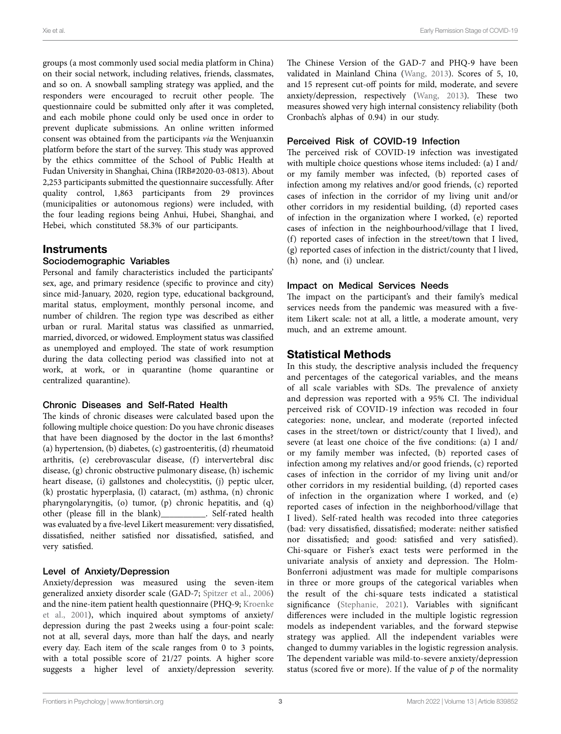groups (a most commonly used social media platform in China) on their social network, including relatives, friends, classmates, and so on. A snowball sampling strategy was applied, and the responders were encouraged to recruit other people. The questionnaire could be submitted only after it was completed, and each mobile phone could only be used once in order to prevent duplicate submissions. An online written informed consent was obtained from the participants *via* the Wenjuanxin platform before the start of the survey. This study was approved by the ethics committee of the School of Public Health at Fudan University in Shanghai, China (IRB#2020-03-0813). About 2,253 participants submitted the questionnaire successfully. After quality control, 1,863 participants from 29 provinces (municipalities or autonomous regions) were included, with the four leading regions being Anhui, Hubei, Shanghai, and Hebei, which constituted 58.3% of our participants.

## Instruments

### Sociodemographic Variables

Personal and family characteristics included the participants' sex, age, and primary residence (specific to province and city) since mid-January, 2020, region type, educational background, marital status, employment, monthly personal income, and number of children. The region type was described as either urban or rural. Marital status was classified as unmarried, married, divorced, or widowed. Employment status was classified as unemployed and employed. The state of work resumption during the data collecting period was classified into not at work, at work, or in quarantine (home quarantine or centralized quarantine).

### Chronic Diseases and Self-Rated Health

The kinds of chronic diseases were calculated based upon the following multiple choice question: Do you have chronic diseases that have been diagnosed by the doctor in the last 6 months? (a) hypertension, (b) diabetes, (c) gastroenteritis, (d) rheumatoid arthritis, (e) cerebrovascular disease, (f) intervertebral disc disease, (g) chronic obstructive pulmonary disease, (h) ischemic heart disease, (i) gallstones and cholecystitis, (j) peptic ulcer, (k) prostatic hyperplasia, (l) cataract, (m) asthma, (n) chronic pharyngolaryngitis, (o) tumor, (p) chronic hepatitis, and (q) other (please fill in the blank)__________. Self-rated health was evaluated by a five-level Likert measurement: very dissatisfied, dissatisfied, neither satisfied nor dissatisfied, satisfied, and very satisfied.

### Level of Anxiety/Depression

Anxiety/depression was measured using the seven-item generalized anxiety disorder scale (GAD-7; Spitzer et al., 2006) and the nine-item patient health questionnaire (PHQ-9; Kroenke et al., 2001), which inquired about symptoms of anxiety/depression during the past 2 weeks using a four-point scale: not at all, several days, more than half the days, and nearly every day. Each item of the scale ranges from 0 to 3 points, with a total possible score of 21/27 points. A higher score suggests a higher level of anxiety/depression severity. The Chinese Version of the GAD-7 and PHQ-9 have been validated in Mainland China (Wang, 2013). Scores of 5, 10, and 15 represent cut-off points for mild, moderate, and severe anxiety/depression, respectively (Wang, 2013). These two measures showed very high internal consistency reliability (both Cronbach's alphas of 0.94) in our study.

### Perceived Risk of COVID-19 Infection

The perceived risk of COVID-19 infection was investigated with multiple choice questions whose items included: (a) I and/or my family member was infected, (b) reported cases of infection among my relatives and/or good friends, (c) reported cases of infection in the corridor of my living unit and/or other corridors in my residential building, (d) reported cases of infection in the organization where I worked, (e) reported cases of infection in the neighbourhood/village that I lived, (f) reported cases of infection in the street/town that I lived, (g) reported cases of infection in the district/county that I lived, (h) none, and (i) unclear.

### Impact on Medical Services Needs

The impact on the participant's and their family's medical services needs from the pandemic was measured with a five-item Likert scale: not at all, a little, a moderate amount, very much, and an extreme amount.

## Statistical Methods

In this study, the descriptive analysis included the frequency and percentages of the categorical variables, and the means of all scale variables with SDs. The prevalence of anxiety and depression was reported with a 95% CI. The individual perceived risk of COVID-19 infection was recoded in four categories: none, unclear, and moderate (reported infected cases in the street/town or district/county that I lived), and severe (at least one choice of the five conditions: (a) I and/or my family member was infected, (b) reported cases of infection among my relatives and/or good friends, (c) reported cases of infection in the corridor of my living unit and/or other corridors in my residential building, (d) reported cases of infection in the organization where I worked, and (e) reported cases of infection in the neighborhood/village that I lived). Self-rated health was recoded into three categories (bad: very dissatisfied, dissatisfied; moderate: neither satisfied nor dissatisfied; and good: satisfied and very satisfied). Chi-square or Fisher's exact tests were performed in the univariate analysis of anxiety and depression. The Holm-Bonferroni adjustment was made for multiple comparisons in three or more groups of the categorical variables when the result of the chi-square tests indicated a statistical significance (Stephanie, 2021). Variables with significant differences were included in the multiple logistic regression models as independent variables, and the forward stepwise strategy was applied. All the independent variables were changed to dummy variables in the logistic regression analysis. The dependent variable was mild-to-severe anxiety/depression status (scored five or more). If the value of $p$ of the normality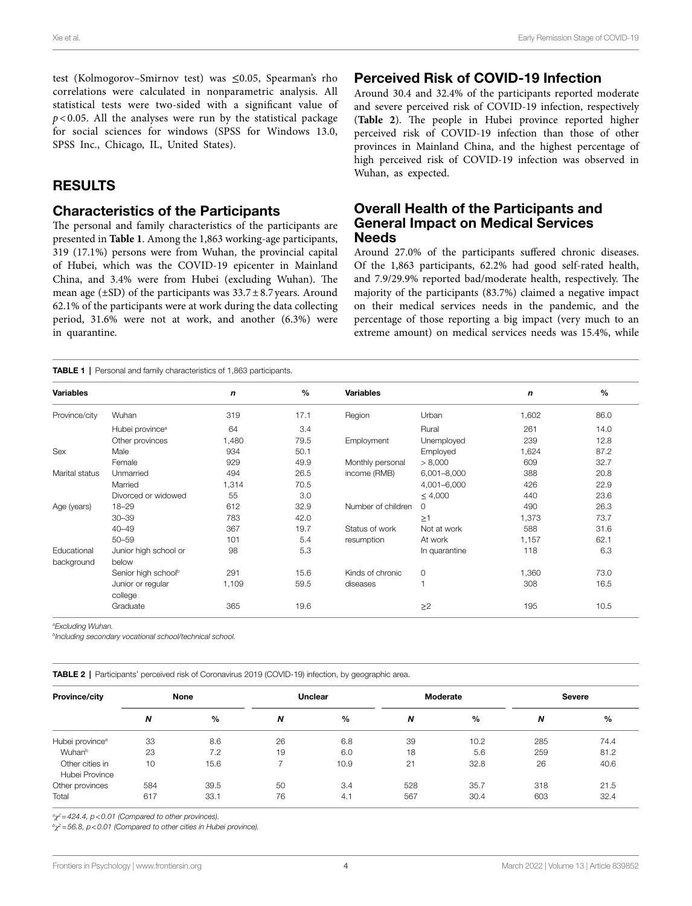test (Kolmogorov–Smirnov test) was ≤0.05, Spearman's rho correlations were calculated in nonparametric analysis. All statistical tests were two-sided with a significant value of $p < 0.05$. All the analyses were run by the statistical package for social sciences for windows (SPSS for Windows 13.0, SPSS Inc., Chicago, IL, United States).

## RESULTS

### Characteristics of the Participants

The personal and family characteristics of the participants are presented in **Table 1**. Among the 1,863 working-age participants, 319 (17.1%) persons were from Wuhan, the provincial capital of Hubei, which was the COVID-19 epicenter in Mainland China, and 3.4% were from Hubei (excluding Wuhan). The mean age (±SD) of the participants was 33.7 ± 8.7 years. Around 62.1% of the participants were at work during the data collecting period, 31.6% were not at work, and another (6.3%) were in quarantine.

### Perceived Risk of COVID-19 Infection

Around 30.4 and 32.4% of the participants reported moderate and severe perceived risk of COVID-19 infection, respectively (**Table 2**). The people in Hubei province reported higher perceived risk of COVID-19 infection than those of other provinces in Mainland China, and the highest percentage of high perceived risk of COVID-19 infection was observed in Wuhan, as expected.

### Overall Health of the Participants and General Impact on Medical Services Needs

Around 27.0% of the participants suffered chronic diseases. Of the 1,863 participants, 62.2% had good self-rated health, and 7.9/29.9% reported bad/moderate health, respectively. The majority of the participants (83.7%) claimed a negative impact on their medical services needs in the pandemic, and the percentage of those reporting a big impact (very much to an extreme amount) on medical services needs was 15.4%, while

**TABLE 1** | Personal and family characteristics of 1,863 participants.

| Variables | | n | % | Variables | | n | % |
|---|---|---|---|---|---|---|---|
| Province/city | Wuhan | 319 | 17.1 | Region | Urban | 1,602 | 86.0 |
| | Hubei province[a] | 64 | 3.4 | | Rural | 261 | 14.0 |
| | Other provinces | 1,480 | 79.5 | Employment | Unemployed | 239 | 12.8 |
| Sex | Male | 934 | 50.1 | | Employed | 1,624 | 87.2 |
| | Female | 929 | 49.9 | Monthly personal income (RMB) | > 8,000 | 609 | 32.7 |
| Marital status | Unmarried | 494 | 26.5 | | 6,001–8,000 | 388 | 20.8 |
| | Married | 1,314 | 70.5 | | 4,001–6,000 | 426 | 22.9 |
| | Divorced or widowed | 55 | 3.0 | | ≤ 4,000 | 440 | 23.6 |
| Age (years) | 18–29 | 612 | 32.9 | Number of children | 0 | 490 | 26.3 |
| | 30–39 | 783 | 42.0 | | ≥1 | 1,373 | 73.7 |
| | 40–49 | 367 | 19.7 | Status of work resumption | Not at work | 588 | 31.6 |
| | 50–59 | 101 | 5.4 | | At work | 1,157 | 62.1 |
| Educational background | Junior high school or below | 98 | 5.3 | | In quarantine | 118 | 6.3 |
| | Senior high school[b] | 291 | 15.6 | Kinds of chronic diseases | 0 | 1,360 | 73.0 |
| | Junior or regular college | 1,109 | 59.5 | | 1 | 308 | 16.5 |
| | Graduate | 365 | 19.6 | | ≥2 | 195 | 10.5 |

[a]*Excluding Wuhan.*
[b]*Including secondary vocational school/technical school.*

**TABLE 2** | Participants' perceived risk of Coronavirus 2019 (COVID-19) infection, by geographic area.

| Province/city | None | | Unclear | | Moderate | | Severe | |
|---|---|---|---|---|---|---|---|---|
| | N | % | N | % | N | % | N | % |
| Hubei province[a] | 33 | 8.6 | 26 | 6.8 | 39 | 10.2 | 285 | 74.4 |
| Wuhan[b] | 23 | 7.2 | 19 | 6.0 | 18 | 5.6 | 259 | 81.2 |
| Other cities in Hubei Province | 10 | 15.6 | 7 | 10.9 | 21 | 32.8 | 26 | 40.6 |
| Other provinces | 584 | 39.5 | 50 | 3.4 | 528 | 35.7 | 318 | 21.5 |
| Total | 617 | 33.1 | 76 | 4.1 | 567 | 30.4 | 603 | 32.4 |

[a]*$\chi^2 = 424.4$, $p < 0.01$ (Compared to other provinces).*
[b]*$\chi^2 = 56.8$, $p < 0.01$ (Compared to other cities in Hubei province).*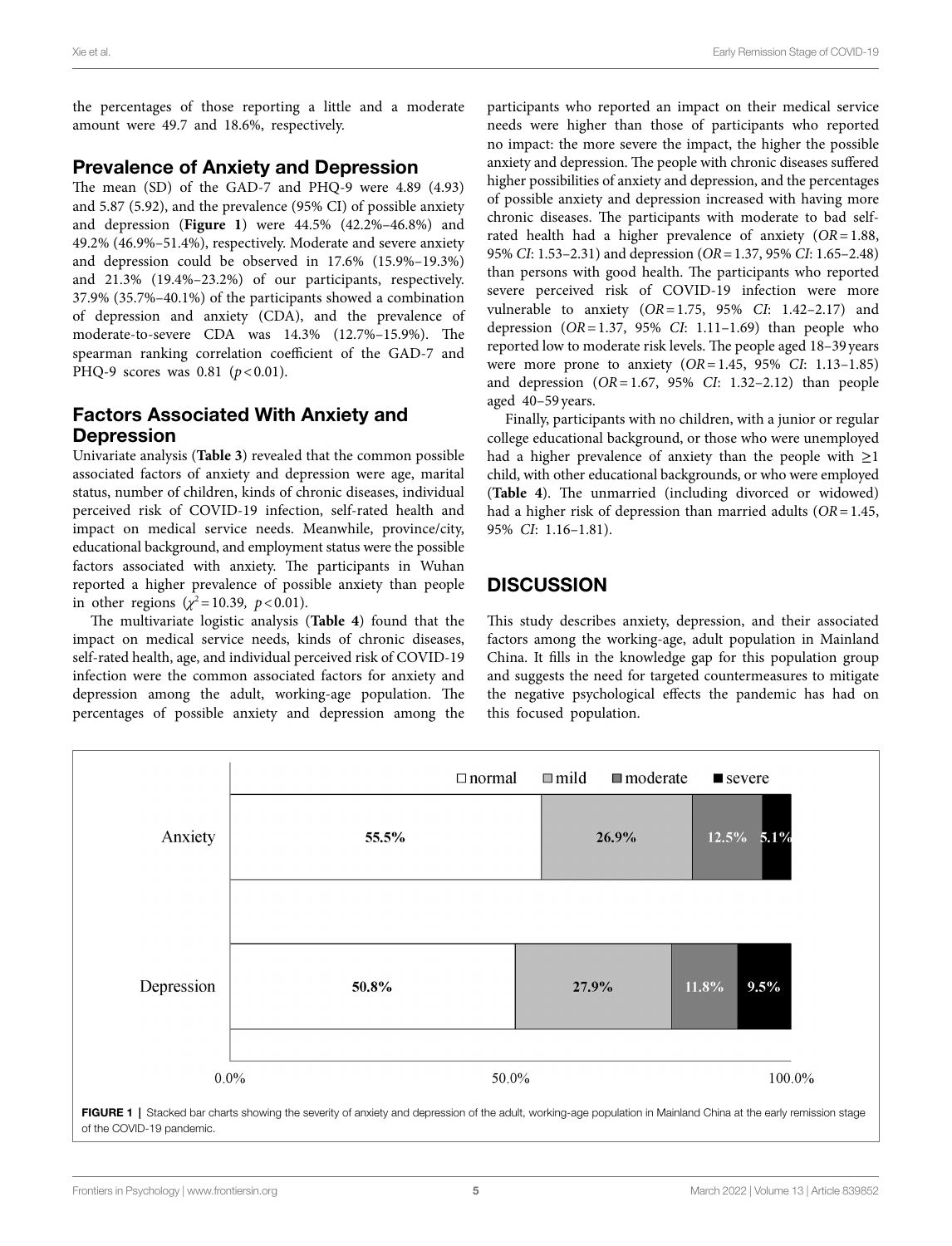the percentages of those reporting a little and a moderate amount were 49.7 and 18.6%, respectively.

## Prevalence of Anxiety and Depression

The mean (SD) of the GAD-7 and PHQ-9 were 4.89 (4.93) and 5.87 (5.92), and the prevalence (95% CI) of possible anxiety and depression (**Figure 1**) were 44.5% (42.2%–46.8%) and 49.2% (46.9%–51.4%), respectively. Moderate and severe anxiety and depression could be observed in 17.6% (15.9%–19.3%) and 21.3% (19.4%–23.2%) of our participants, respectively. 37.9% (35.7%–40.1%) of the participants showed a combination of depression and anxiety (CDA), and the prevalence of moderate-to-severe CDA was 14.3% (12.7%–15.9%). The spearman ranking correlation coefficient of the GAD-7 and PHQ-9 scores was 0.81 ($p < 0.01$).

## Factors Associated With Anxiety and Depression

Univariate analysis (**Table 3**) revealed that the common possible associated factors of anxiety and depression were age, marital status, number of children, kinds of chronic diseases, individual perceived risk of COVID-19 infection, self-rated health and impact on medical service needs. Meanwhile, province/city, educational background, and employment status were the possible factors associated with anxiety. The participants in Wuhan reported a higher prevalence of possible anxiety than people in other regions ($\chi^2 = 10.39$, $p < 0.01$).

The multivariate logistic analysis (**Table 4**) found that the impact on medical service needs, kinds of chronic diseases, self-rated health, age, and individual perceived risk of COVID-19 infection were the common associated factors for anxiety and depression among the adult, working-age population. The percentages of possible anxiety and depression among the participants who reported an impact on their medical service needs were higher than those of participants who reported no impact: the more severe the impact, the higher the possible anxiety and depression. The people with chronic diseases suffered higher possibilities of anxiety and depression, and the percentages of possible anxiety and depression increased with having more chronic diseases. The participants with moderate to bad self-rated health had a higher prevalence of anxiety (*OR* = 1.88, 95% *CI*: 1.53–2.31) and depression (*OR* = 1.37, 95% *CI*: 1.65–2.48) than persons with good health. The participants who reported severe perceived risk of COVID-19 infection were more vulnerable to anxiety (*OR* = 1.75, 95% *CI*: 1.42–2.17) and depression (*OR* = 1.37, 95% *CI*: 1.11–1.69) than people who reported low to moderate risk levels. The people aged 18–39 years were more prone to anxiety (*OR* = 1.45, 95% *CI*: 1.13–1.85) and depression (*OR* = 1.67, 95% *CI*: 1.32–2.12) than people aged 40–59 years.

Finally, participants with no children, with a junior or regular college educational background, or those who were unemployed had a higher prevalence of anxiety than the people with ≥1 child, with other educational backgrounds, or who were employed (**Table 4**). The unmarried (including divorced or widowed) had a higher risk of depression than married adults (*OR* = 1.45, 95% *CI*: 1.16–1.81).

# DISCUSSION

This study describes anxiety, depression, and their associated factors among the working-age, adult population in Mainland China. It fills in the knowledge gap for this population group and suggests the need for targeted countermeasures to mitigate the negative psychological effects the pandemic has had on this focused population.

| | normal | mild | moderate | severe |
|---|---|---|---|---|
| Anxiety | 55.5% | 26.9% | 12.5% | 5.1% |
| Depression | 50.8% | 27.9% | 11.8% | 9.5% |

**FIGURE 1** | Stacked bar charts showing the severity of anxiety and depression of the adult, working-age population in Mainland China at the early remission stage of the COVID-19 pandemic.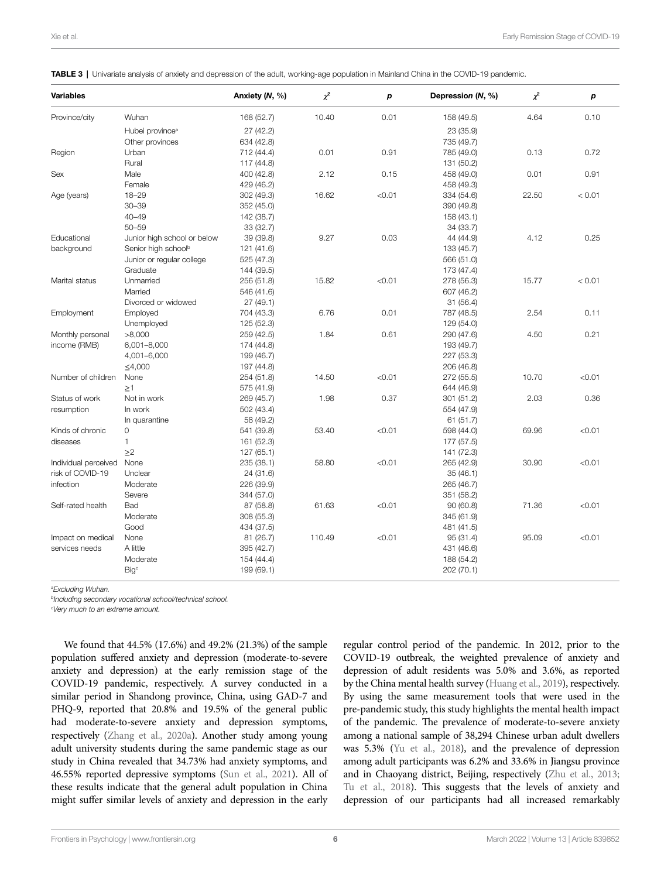**TABLE 3** | Univariate analysis of anxiety and depression of the adult, working-age population in Mainland China in the COVID-19 pandemic.

| Variables | | Anxiety (*N*, %) | $\chi^2$ | *p* | Depression (*N*, %) | $\chi^2$ | *p* |
|---|---|---|---|---|---|---|---|
| Province/city | Wuhan | 168 (52.7) | 10.40 | 0.01 | 158 (49.5) | 4.64 | 0.10 |
| | Hubei province[a] | 27 (42.2) | | | 23 (35.9) | | |
| | Other provinces | 634 (42.8) | | | 735 (49.7) | | |
| Region | Urban | 712 (44.4) | 0.01 | 0.91 | 785 (49.0) | 0.13 | 0.72 |
| | Rural | 117 (44.8) | | | 131 (50.2) | | |
| Sex | Male | 400 (42.8) | 2.12 | 0.15 | 458 (49.0) | 0.01 | 0.91 |
| | Female | 429 (46.2) | | | 458 (49.3) | | |
| Age (years) | 18–29 | 302 (49.3) | 16.62 | <0.01 | 334 (54.6) | 22.50 | < 0.01 |
| | 30–39 | 352 (45.0) | | | 390 (49.8) | | |
| | 40–49 | 142 (38.7) | | | 158 (43.1) | | |
| | 50–59 | 33 (32.7) | | | 34 (33.7) | | |
| Educational background | Junior high school or below | 39 (39.8) | 9.27 | 0.03 | 44 (44.9) | 4.12 | 0.25 |
| | Senior high school[b] | 121 (41.6) | | | 133 (45.7) | | |
| | Junior or regular college | 525 (47.3) | | | 566 (51.0) | | |
| | Graduate | 144 (39.5) | | | 173 (47.4) | | |
| Marital status | Unmarried | 256 (51.8) | 15.82 | <0.01 | 278 (56.3) | 15.77 | < 0.01 |
| | Married | 546 (41.6) | | | 607 (46.2) | | |
| | Divorced or widowed | 27 (49.1) | | | 31 (56.4) | | |
| Employment | Employed | 704 (43.3) | 6.76 | 0.01 | 787 (48.5) | 2.54 | 0.11 |
| | Unemployed | 125 (52.3) | | | 129 (54.0) | | |
| Monthly personal income (RMB) | >8,000 | 259 (42.5) | 1.84 | 0.61 | 290 (47.6) | 4.50 | 0.21 |
| | 6,001–8,000 | 174 (44.8) | | | 193 (49.7) | | |
| | 4,001–6,000 | 199 (46.7) | | | 227 (53.3) | | |
| | ≤4,000 | 197 (44.8) | | | 206 (46.8) | | |
| Number of children | None | 254 (51.8) | 14.50 | <0.01 | 272 (55.5) | 10.70 | <0.01 |
| | ≥1 | 575 (41.9) | | | 644 (46.9) | | |
| Status of work resumption | Not in work | 269 (45.7) | 1.98 | 0.37 | 301 (51.2) | 2.03 | 0.36 |
| | In work | 502 (43.4) | | | 554 (47.9) | | |
| | In quarantine | 58 (49.2) | | | 61 (51.7) | | |
| Kinds of chronic diseases | 0 | 541 (39.8) | 53.40 | <0.01 | 598 (44.0) | 69.96 | <0.01 |
| | 1 | 161 (52.3) | | | 177 (57.5) | | |
| | ≥2 | 127 (65.1) | | | 141 (72.3) | | |
| Individual perceived risk of COVID-19 infection | None | 235 (38.1) | 58.80 | <0.01 | 265 (42.9) | 30.90 | <0.01 |
| | Unclear | 24 (31.6) | | | 35 (46.1) | | |
| | Moderate | 226 (39.9) | | | 265 (46.7) | | |
| | Severe | 344 (57.0) | | | 351 (58.2) | | |
| Self-rated health | Bad | 87 (58.8) | 61.63 | <0.01 | 90 (60.8) | 71.36 | <0.01 |
| | Moderate | 308 (55.3) | | | 345 (61.9) | | |
| | Good | 434 (37.5) | | | 481 (41.5) | | |
| Impact on medical services needs | None | 81 (26.7) | 110.49 | <0.01 | 95 (31.4) | 95.09 | <0.01 |
| | A little | 395 (42.7) | | | 431 (46.6) | | |
| | Moderate | 154 (44.4) | | | 188 (54.2) | | |
| | Big[c] | 199 (69.1) | | | 202 (70.1) | | |

[a]*Excluding Wuhan.*

[b]*Including secondary vocational school/technical school.*

[c]*Very much to an extreme amount.*

We found that 44.5% (17.6%) and 49.2% (21.3%) of the sample population suffered anxiety and depression (moderate-to-severe anxiety and depression) at the early remission stage of the COVID-19 pandemic, respectively. A survey conducted in a similar period in Shandong province, China, using GAD-7 and PHQ-9, reported that 20.8% and 19.5% of the general public had moderate-to-severe anxiety and depression symptoms, respectively (Zhang et al., 2020a). Another study among young adult university students during the same pandemic stage as our study in China revealed that 34.73% had anxiety symptoms, and 46.55% reported depressive symptoms (Sun et al., 2021). All of these results indicate that the general adult population in China might suffer similar levels of anxiety and depression in the early regular control period of the pandemic. In 2012, prior to the COVID-19 outbreak, the weighted prevalence of anxiety and depression of adult residents was 5.0% and 3.6%, as reported by the China mental health survey (Huang et al., 2019), respectively. By using the same measurement tools that were used in the pre-pandemic study, this study highlights the mental health impact of the pandemic. The prevalence of moderate-to-severe anxiety among a national sample of 38,294 Chinese urban adult dwellers was 5.3% (Yu et al., 2018), and the prevalence of depression among adult participants was 6.2% and 33.6% in Jiangsu province and in Chaoyang district, Beijing, respectively (Zhu et al., 2013; Tu et al., 2018). This suggests that the levels of anxiety and depression of our participants had all increased remarkably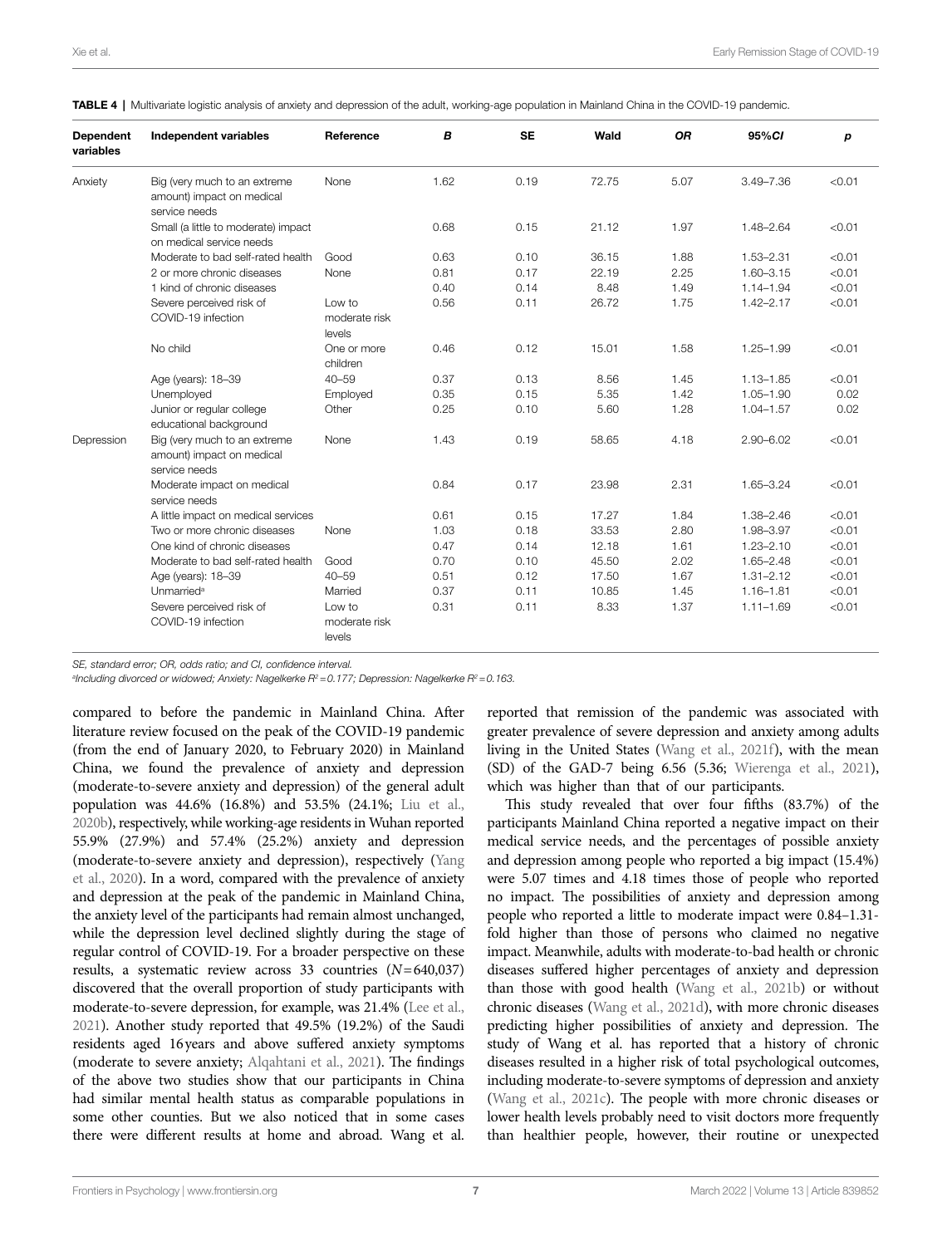**TABLE 4 |** Multivariate logistic analysis of anxiety and depression of the adult, working-age population in Mainland China in the COVID-19 pandemic.

| Dependent variables | Independent variables | Reference | *B* | SE | Wald | *OR* | 95%*CI* | *p* |
|---|---|---|---|---|---|---|---|---|
| Anxiety | Big (very much to an extreme amount) impact on medical service needs | None | 1.62 | 0.19 | 72.75 | 5.07 | 3.49–7.36 | <0.01 |
| | Small (a little to moderate) impact on medical service needs | | 0.68 | 0.15 | 21.12 | 1.97 | 1.48–2.64 | <0.01 |
| | Moderate to bad self-rated health | Good | 0.63 | 0.10 | 36.15 | 1.88 | 1.53–2.31 | <0.01 |
| | 2 or more chronic diseases | None | 0.81 | 0.17 | 22.19 | 2.25 | 1.60–3.15 | <0.01 |
| | 1 kind of chronic diseases | | 0.40 | 0.14 | 8.48 | 1.49 | 1.14–1.94 | <0.01 |
| | Severe perceived risk of COVID-19 infection | Low to moderate risk levels | 0.56 | 0.11 | 26.72 | 1.75 | 1.42–2.17 | <0.01 |
| | No child | One or more children | 0.46 | 0.12 | 15.01 | 1.58 | 1.25–1.99 | <0.01 |
| | Age (years): 18–39 | 40–59 | 0.37 | 0.13 | 8.56 | 1.45 | 1.13–1.85 | <0.01 |
| | Unemployed | Employed | 0.35 | 0.15 | 5.35 | 1.42 | 1.05–1.90 | 0.02 |
| | Junior or regular college educational background | Other | 0.25 | 0.10 | 5.60 | 1.28 | 1.04–1.57 | 0.02 |
| Depression | Big (very much to an extreme amount) impact on medical service needs | None | 1.43 | 0.19 | 58.65 | 4.18 | 2.90–6.02 | <0.01 |
| | Moderate impact on medical service needs | | 0.84 | 0.17 | 23.98 | 2.31 | 1.65–3.24 | <0.01 |
| | A little impact on medical services | | 0.61 | 0.15 | 17.27 | 1.84 | 1.38–2.46 | <0.01 |
| | Two or more chronic diseases | None | 1.03 | 0.18 | 33.53 | 2.80 | 1.98–3.97 | <0.01 |
| | One kind of chronic diseases | | 0.47 | 0.14 | 12.18 | 1.61 | 1.23–2.10 | <0.01 |
| | Moderate to bad self-rated health | Good | 0.70 | 0.10 | 45.50 | 2.02 | 1.65–2.48 | <0.01 |
| | Age (years): 18–39 | 40–59 | 0.51 | 0.12 | 17.50 | 1.67 | 1.31–2.12 | <0.01 |
| | Unmarried[a] | Married | 0.37 | 0.11 | 10.85 | 1.45 | 1.16–1.81 | <0.01 |
| | Severe perceived risk of COVID-19 infection | Low to moderate risk levels | 0.31 | 0.11 | 8.33 | 1.37 | 1.11–1.69 | <0.01 |

*SE, standard error; OR, odds ratio; and CI, confidence interval.*
*[a]Including divorced or widowed; Anxiety: Nagelkerke $R^2 = 0.177$; Depression: Nagelkerke $R^2 = 0.163$.*

compared to before the pandemic in Mainland China. After literature review focused on the peak of the COVID-19 pandemic (from the end of January 2020, to February 2020) in Mainland China, we found the prevalence of anxiety and depression (moderate-to-severe anxiety and depression) of the general adult population was 44.6% (16.8%) and 53.5% (24.1%; Liu et al., 2020b), respectively, while working-age residents in Wuhan reported 55.9% (27.9%) and 57.4% (25.2%) anxiety and depression (moderate-to-severe anxiety and depression), respectively (Yang et al., 2020). In a word, compared with the prevalence of anxiety and depression at the peak of the pandemic in Mainland China, the anxiety level of the participants had remain almost unchanged, while the depression level declined slightly during the stage of regular control of COVID-19. For a broader perspective on these results, a systematic review across 33 countries ($N = 640,037$) discovered that the overall proportion of study participants with moderate-to-severe depression, for example, was 21.4% (Lee et al., 2021). Another study reported that 49.5% (19.2%) of the Saudi residents aged 16 years and above suffered anxiety symptoms (moderate to severe anxiety; Alqahtani et al., 2021). The findings of the above two studies show that our participants in China had similar mental health status as comparable populations in some other counties. But we also noticed that in some cases there were different results at home and abroad. Wang et al. reported that remission of the pandemic was associated with greater prevalence of severe depression and anxiety among adults living in the United States (Wang et al., 2021f), with the mean (SD) of the GAD-7 being 6.56 (5.36; Wierenga et al., 2021), which was higher than that of our participants.

This study revealed that over four fifths (83.7%) of the participants Mainland China reported a negative impact on their medical service needs, and the percentages of possible anxiety and depression among people who reported a big impact (15.4%) were 5.07 times and 4.18 times those of people who reported no impact. The possibilities of anxiety and depression among people who reported a little to moderate impact were 0.84–1.31-fold higher than those of persons who claimed no negative impact. Meanwhile, adults with moderate-to-bad health or chronic diseases suffered higher percentages of anxiety and depression than those with good health (Wang et al., 2021b) or without chronic diseases (Wang et al., 2021d), with more chronic diseases predicting higher possibilities of anxiety and depression. The study of Wang et al. has reported that a history of chronic diseases resulted in a higher risk of total psychological outcomes, including moderate-to-severe symptoms of depression and anxiety (Wang et al., 2021c). The people with more chronic diseases or lower health levels probably need to visit doctors more frequently than healthier people, however, their routine or unexpected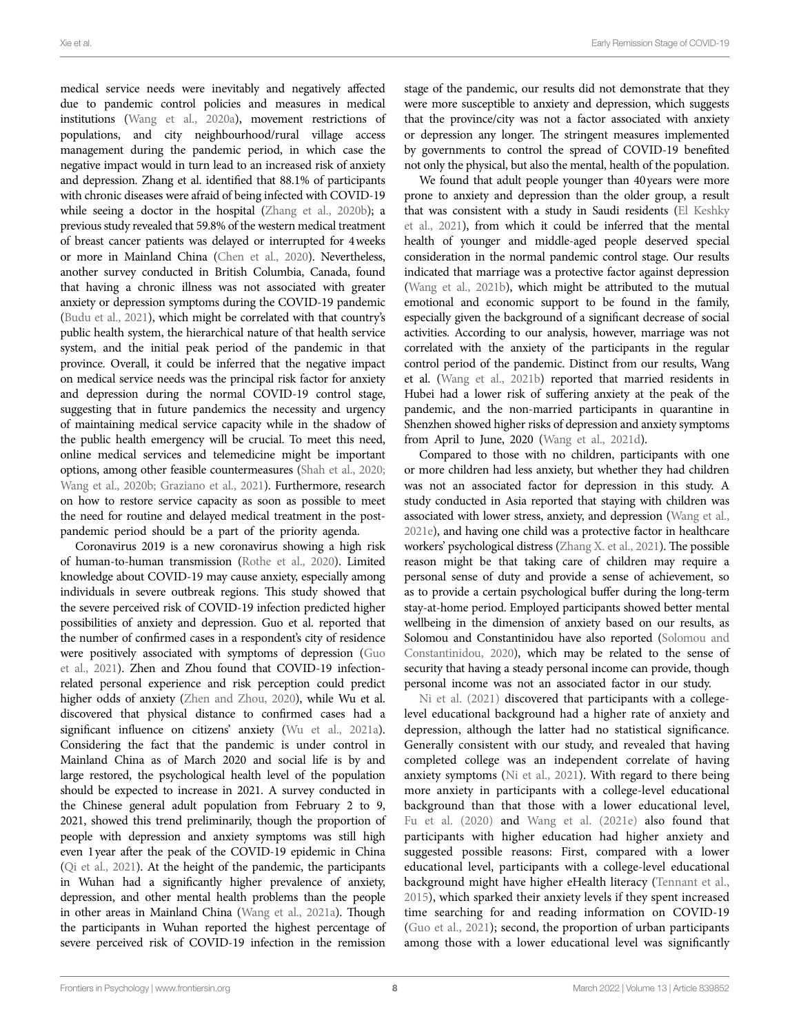medical service needs were inevitably and negatively affected due to pandemic control policies and measures in medical institutions (Wang et al., 2020a), movement restrictions of populations, and city neighbourhood/rural village access management during the pandemic period, in which case the negative impact would in turn lead to an increased risk of anxiety and depression. Zhang et al. identified that 88.1% of participants with chronic diseases were afraid of being infected with COVID-19 while seeing a doctor in the hospital (Zhang et al., 2020b); a previous study revealed that 59.8% of the western medical treatment of breast cancer patients was delayed or interrupted for 4 weeks or more in Mainland China (Chen et al., 2020). Nevertheless, another survey conducted in British Columbia, Canada, found that having a chronic illness was not associated with greater anxiety or depression symptoms during the COVID-19 pandemic (Budu et al., 2021), which might be correlated with that country's public health system, the hierarchical nature of that health service system, and the initial peak period of the pandemic in that province. Overall, it could be inferred that the negative impact on medical service needs was the principal risk factor for anxiety and depression during the normal COVID-19 control stage, suggesting that in future pandemics the necessity and urgency of maintaining medical service capacity while in the shadow of the public health emergency will be crucial. To meet this need, online medical services and telemedicine might be important options, among other feasible countermeasures (Shah et al., 2020; Wang et al., 2020b; Graziano et al., 2021). Furthermore, research on how to restore service capacity as soon as possible to meet the need for routine and delayed medical treatment in the post-pandemic period should be a part of the priority agenda.

Coronavirus 2019 is a new coronavirus showing a high risk of human-to-human transmission (Rothe et al., 2020). Limited knowledge about COVID-19 may cause anxiety, especially among individuals in severe outbreak regions. This study showed that the severe perceived risk of COVID-19 infection predicted higher possibilities of anxiety and depression. Guo et al. reported that the number of confirmed cases in a respondent's city of residence were positively associated with symptoms of depression (Guo et al., 2021). Zhen and Zhou found that COVID-19 infection-related personal experience and risk perception could predict higher odds of anxiety (Zhen and Zhou, 2020), while Wu et al. discovered that physical distance to confirmed cases had a significant influence on citizens' anxiety (Wu et al., 2021a). Considering the fact that the pandemic is under control in Mainland China as of March 2020 and social life is by and large restored, the psychological health level of the population should be expected to increase in 2021. A survey conducted in the Chinese general adult population from February 2 to 9, 2021, showed this trend preliminarily, though the proportion of people with depression and anxiety symptoms was still high even 1 year after the peak of the COVID-19 epidemic in China (Qi et al., 2021). At the height of the pandemic, the participants in Wuhan had a significantly higher prevalence of anxiety, depression, and other mental health problems than the people in other areas in Mainland China (Wang et al., 2021a). Though the participants in Wuhan reported the highest percentage of severe perceived risk of COVID-19 infection in the remission stage of the pandemic, our results did not demonstrate that they were more susceptible to anxiety and depression, which suggests that the province/city was not a factor associated with anxiety or depression any longer. The stringent measures implemented by governments to control the spread of COVID-19 benefited not only the physical, but also the mental, health of the population.

We found that adult people younger than 40 years were more prone to anxiety and depression than the older group, a result that was consistent with a study in Saudi residents (El Keshky et al., 2021), from which it could be inferred that the mental health of younger and middle-aged people deserved special consideration in the normal pandemic control stage. Our results indicated that marriage was a protective factor against depression (Wang et al., 2021b), which might be attributed to the mutual emotional and economic support to be found in the family, especially given the background of a significant decrease of social activities. According to our analysis, however, marriage was not correlated with the anxiety of the participants in the regular control period of the pandemic. Distinct from our results, Wang et al. (Wang et al., 2021b) reported that married residents in Hubei had a lower risk of suffering anxiety at the peak of the pandemic, and the non-married participants in quarantine in Shenzhen showed higher risks of depression and anxiety symptoms from April to June, 2020 (Wang et al., 2021d).

Compared to those with no children, participants with one or more children had less anxiety, but whether they had children was not an associated factor for depression in this study. A study conducted in Asia reported that staying with children was associated with lower stress, anxiety, and depression (Wang et al., 2021e), and having one child was a protective factor in healthcare workers' psychological distress (Zhang X. et al., 2021). The possible reason might be that taking care of children may require a personal sense of duty and provide a sense of achievement, so as to provide a certain psychological buffer during the long-term stay-at-home period. Employed participants showed better mental wellbeing in the dimension of anxiety based on our results, as Solomou and Constantinidou have also reported (Solomou and Constantinidou, 2020), which may be related to the sense of security that having a steady personal income can provide, though personal income was not an associated factor in our study.

Ni et al. (2021) discovered that participants with a college-level educational background had a higher rate of anxiety and depression, although the latter had no statistical significance. Generally consistent with our study, and revealed that having completed college was an independent correlate of having anxiety symptoms (Ni et al., 2021). With regard to there being more anxiety in participants with a college-level educational background than that those with a lower educational level, Fu et al. (2020) and Wang et al. (2021e) also found that participants with higher education had higher anxiety and suggested possible reasons: First, compared with a lower educational level, participants with a college-level educational background might have higher eHealth literacy (Tennant et al., 2015), which sparked their anxiety levels if they spent increased time searching for and reading information on COVID-19 (Guo et al., 2021); second, the proportion of urban participants among those with a lower educational level was significantly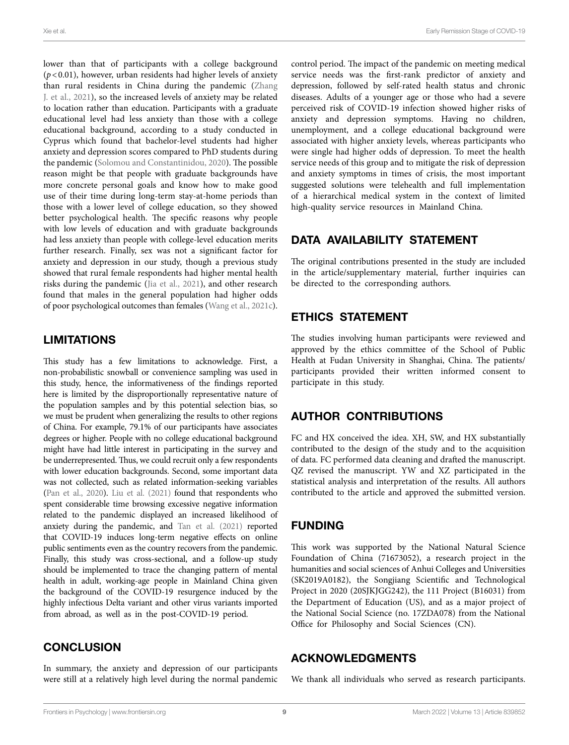lower than that of participants with a college background ($p < 0.01$), however, urban residents had higher levels of anxiety than rural residents in China during the pandemic (Zhang J. et al., 2021), so the increased levels of anxiety may be related to location rather than education. Participants with a graduate educational level had less anxiety than those with a college educational background, according to a study conducted in Cyprus which found that bachelor-level students had higher anxiety and depression scores compared to PhD students during the pandemic (Solomou and Constantinidou, 2020). The possible reason might be that people with graduate backgrounds have more concrete personal goals and know how to make good use of their time during long-term stay-at-home periods than those with a lower level of college education, so they showed better psychological health. The specific reasons why people with low levels of education and with graduate backgrounds had less anxiety than people with college-level education merits further research. Finally, sex was not a significant factor for anxiety and depression in our study, though a previous study showed that rural female respondents had higher mental health risks during the pandemic (Jia et al., 2021), and other research found that males in the general population had higher odds of poor psychological outcomes than females (Wang et al., 2021c).

## LIMITATIONS

This study has a few limitations to acknowledge. First, a non-probabilistic snowball or convenience sampling was used in this study, hence, the informativeness of the findings reported here is limited by the disproportionally representative nature of the population samples and by this potential selection bias, so we must be prudent when generalizing the results to other regions of China. For example, 79.1% of our participants have associates degrees or higher. People with no college educational background might have had little interest in participating in the survey and be underrepresented. Thus, we could recruit only a few respondents with lower education backgrounds. Second, some important data was not collected, such as related information-seeking variables (Pan et al., 2020). Liu et al. (2021) found that respondents who spent considerable time browsing excessive negative information related to the pandemic displayed an increased likelihood of anxiety during the pandemic, and Tan et al. (2021) reported that COVID-19 induces long-term negative effects on online public sentiments even as the country recovers from the pandemic. Finally, this study was cross-sectional, and a follow-up study should be implemented to trace the changing pattern of mental health in adult, working-age people in Mainland China given the background of the COVID-19 resurgence induced by the highly infectious Delta variant and other virus variants imported from abroad, as well as in the post-COVID-19 period.

## CONCLUSION

In summary, the anxiety and depression of our participants were still at a relatively high level during the normal pandemic control period. The impact of the pandemic on meeting medical service needs was the first-rank predictor of anxiety and depression, followed by self-rated health status and chronic diseases. Adults of a younger age or those who had a severe perceived risk of COVID-19 infection showed higher risks of anxiety and depression symptoms. Having no children, unemployment, and a college educational background were associated with higher anxiety levels, whereas participants who were single had higher odds of depression. To meet the health service needs of this group and to mitigate the risk of depression and anxiety symptoms in times of crisis, the most important suggested solutions were telehealth and full implementation of a hierarchical medical system in the context of limited high-quality service resources in Mainland China.

## DATA AVAILABILITY STATEMENT

The original contributions presented in the study are included in the article/supplementary material, further inquiries can be directed to the corresponding authors.

## ETHICS STATEMENT

The studies involving human participants were reviewed and approved by the ethics committee of the School of Public Health at Fudan University in Shanghai, China. The patients/participants provided their written informed consent to participate in this study.

## AUTHOR CONTRIBUTIONS

FC and HX conceived the idea. XH, SW, and HX substantially contributed to the design of the study and to the acquisition of data. FC performed data cleaning and drafted the manuscript. QZ revised the manuscript. YW and XZ participated in the statistical analysis and interpretation of the results. All authors contributed to the article and approved the submitted version.

## FUNDING

This work was supported by the National Natural Science Foundation of China (71673052), a research project in the humanities and social sciences of Anhui Colleges and Universities (SK2019A0182), the Songjiang Scientific and Technological Project in 2020 (20SJKJGG242), the 111 Project (B16031) from the Department of Education (US), and as a major project of the National Social Science (no. 17ZDA078) from the National Office for Philosophy and Social Sciences (CN).

## ACKNOWLEDGMENTS

We thank all individuals who served as research participants.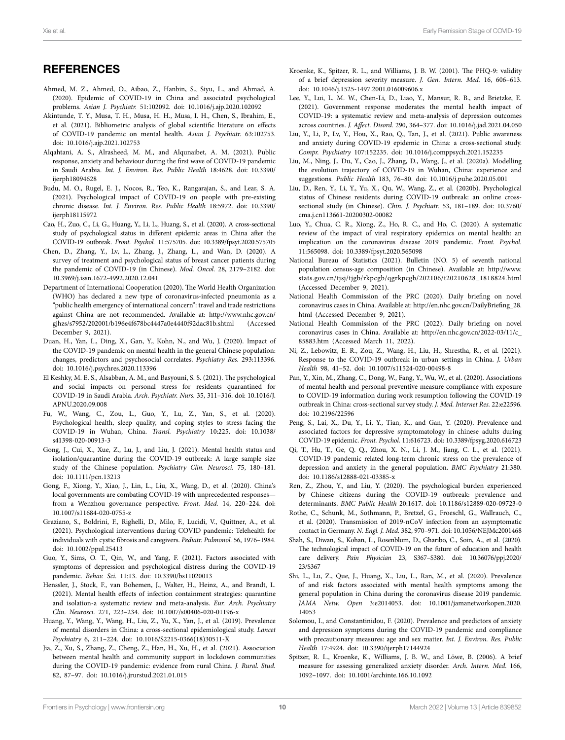## REFERENCES

Ahmed, M. Z., Ahmed, O., Aibao, Z., Hanbin, S., Siyu, L., and Ahmad, A. (2020). Epidemic of COVID-19 in China and associated psychological problems. *Asian J. Psychiatr.* 51:102092. doi: 10.1016/j.ajp.2020.102092

Akintunde, T. Y., Musa, T. H., Musa, H. H., Musa, I. H., Chen, S., Ibrahim, E., et al. (2021). Bibliometric analysis of global scientific literature on effects of COVID-19 pandemic on mental health. *Asian J. Psychiatr.* 63:102753. doi: 10.1016/j.ajp.2021.102753

Alqahtani, A. S., Alrasheed, M. M., and Alqunaibet, A. M. (2021). Public response, anxiety and behaviour during the first wave of COVID-19 pandemic in Saudi Arabia. *Int. J. Environ. Res. Public Health* 18:4628. doi: 10.3390/ijerph18094628

Budu, M. O., Rugel, E. J., Nocos, R., Teo, K., Rangarajan, S., and Lear, S. A. (2021). Psychological impact of COVID-19 on people with pre-existing chronic disease. *Int. J. Environ. Res. Public Health* 18:5972. doi: 10.3390/ijerph18115972

Cao, H., Zuo, C., Li, G., Huang, Y., Li, L., Huang, S., et al. (2020). A cross-sectional study of psychological status in different epidemic areas in China after the COVID-19 outbreak. *Front. Psychol.* 11:575705. doi: 10.3389/fpsyt.2020.575705

Chen, D., Zhang, Y., Lv, L., Zhang, J., Zhang, L., and Wan, D. (2020). A survey of treatment and psychological status of breast cancer patients during the pandemic of COVID-19 (in Chinese). *Mod. Oncol.* 28, 2179–2182. doi: 10.3969/j.issn.1672-4992.2020.12.041

Department of International Cooperation (2020). The World Health Organization (WHO) has declared a new type of coronavirus-infected pneumonia as a "public health emergency of international concern": travel and trade restrictions against China are not recommended. Available at: http://www.nhc.gov.cn/gjhzs/s7952/202001/b196e4f678bc4447a0e4440f92dac81b.shtml (Accessed December 9, 2021).

Duan, H., Yan, L., Ding, X., Gan, Y., Kohn, N., and Wu, J. (2020). Impact of the COVID-19 pandemic on mental health in the general Chinese population: changes, predictors and psychosocial correlates. *Psychiatry Res.* 293:113396. doi: 10.1016/j.psychres.2020.113396

El Keshky, M. E. S., Alsabban, A. M., and Basyouni, S. S. (2021). The psychological and social impacts on personal stress for residents quarantined for COVID-19 in Saudi Arabia. *Arch. Psychiatr. Nurs.* 35, 311–316. doi: 10.1016/J.APNU.2020.09.008

Fu, W., Wang, C., Zou, L., Guo, Y., Lu, Z., Yan, S., et al. (2020). Psychological health, sleep quality, and coping styles to stress facing the COVID-19 in Wuhan, China. *Transl. Psychiatry* 10:225. doi: 10.1038/s41398-020-00913-3

Gong, J., Cui, X., Xue, Z., Lu, J., and Liu, J. (2021). Mental health status and isolation/quarantine during the COVID-19 outbreak: A large sample size study of the Chinese population. *Psychiatry Clin. Neurosci.* 75, 180–181. doi: 10.1111/pcn.13213

Gong, F., Xiong, Y., Xiao, J., Lin, L., Liu, X., Wang, D., et al. (2020). China's local governments are combating COVID-19 with unprecedented responses—from a Wenzhou governance perspective. *Front. Med.* 14, 220–224. doi: 10.1007/s11684-020-0755-z

Graziano, S., Boldrini, F., Righelli, D., Milo, F., Lucidi, V., Quittner, A., et al. (2021). Psychological interventions during COVID pandemic: Telehealth for individuals with cystic fibrosis and caregivers. *Pediatr. Pulmonol.* 56, 1976–1984. doi: 10.1002/ppul.25413

Guo, Y., Sims, O. T., Qin, W., and Yang, F. (2021). Factors associated with symptoms of depression and psychological distress during the COVID-19 pandemic. *Behav. Sci.* 11:13. doi: 10.3390/bs11020013

Henssler, J., Stock, F., van Bohemen, J., Walter, H., Heinz, A., and Brandt, L. (2021). Mental health effects of infection containment strategies: quarantine and isolation-a systematic review and meta-analysis. *Eur. Arch. Psychiatry Clin. Neurosci.* 271, 223–234. doi: 10.1007/s00406-020-01196-x

Huang, Y., Wang, Y., Wang, H., Liu, Z., Yu, X., Yan, J., et al. (2019). Prevalence of mental disorders in China: a cross-sectional epidemiological study. *Lancet Psychiatry* 6, 211–224. doi: 10.1016/S2215-0366(18)30511-X

Jia, Z., Xu, S., Zhang, Z., Cheng, Z., Han, H., Xu, H., et al. (2021). Association between mental health and community support in lockdown communities during the COVID-19 pandemic: evidence from rural China. *J. Rural. Stud.* 82, 87–97. doi: 10.1016/j.jrurstud.2021.01.015

Kroenke, K., Spitzer, R. L., and Williams, J. B. W. (2001). The PHQ-9: validity of a brief depression severity measure. *J. Gen. Intern. Med.* 16, 606–613. doi: 10.1046/j.1525-1497.2001.016009606.x

Lee, Y., Lui, L. M. W., Chen-Li, D., Liao, Y., Mansur, R. B., and Brietzke, E. (2021). Government response moderates the mental health impact of COVID-19: a systematic review and meta-analysis of depression outcomes across countries. *J. Affect. Disord.* 290, 364–377. doi: 10.1016/j.jad.2021.04.050

Liu, Y., Li, P., Lv, Y., Hou, X., Rao, Q., Tan, J., et al. (2021). Public awareness and anxiety during COVID-19 epidemic in China: a cross-sectional study. *Compr. Psychiatry* 107:152235. doi: 10.1016/j.comppsych.2021.152235

Liu, M., Ning, J., Du, Y., Cao, J., Zhang, D., Wang, J., et al. (2020a). Modelling the evolution trajectory of COVID-19 in Wuhan, China: experience and suggestions. *Public Health* 183, 76–80. doi: 10.1016/j.puhe.2020.05.001

Liu, D., Ren, Y., Li, Y., Yu, X., Qu, W., Wang, Z., et al. (2020b). Psychological status of Chinese residents during COVID-19 outbreak: an online cross-sectional study (in Chinese). *Chin. J. Psychiatr.* 53, 181–189. doi: 10.3760/cma.j.cn113661-20200302-00082

Luo, Y., Chua, C. R., Xiong, Z., Ho, R. C., and Ho, C. (2020). A systematic review of the impact of viral respiratory epidemics on mental health: an implication on the coronavirus disease 2019 pandemic. *Front. Psychol.* 11:565098. doi: 10.3389/fpsyt.2020.565098

National Bureau of Statistics (2021). Bulletin (NO. 5) of seventh national population census-age composition (in Chinese). Available at: http://www.stats.gov.cn/tjsj/tjgb/rkpcgb/qgrkpcgb/202106/t20210628_1818824.html (Accessed December 9, 2021).

National Health Commission of the PRC (2020). Daily briefing on novel coronavirus cases in China. Available at: http://en.nhc.gov.cn/DailyBriefing_28.html (Accessed December 9, 2021).

National Health Commission of the PRC (2022). Daily briefing on novel coronavirus cases in China. Available at: http://en.nhc.gov.cn/2022-03/11/c_85883.htm (Accessed March 11, 2022).

Ni, Z., Lebowitz, E. R., Zou, Z., Wang, H., Liu, H., Shrestha, R., et al. (2021). Response to the COVID-19 outbreak in urban settings in China. *J. Urban Health* 98, 41–52. doi: 10.1007/s11524-020-00498-8

Pan, Y., Xin, M., Zhang, C., Dong, W., Fang, Y., Wu, W., et al. (2020). Associations of mental health and personal preventive measure compliance with exposure to COVID-19 information during work resumption following the COVID-19 outbreak in China: cross-sectional survey study. *J. Med. Internet Res.* 22:e22596. doi: 10.2196/22596

Peng, S., Lai, X., Du, Y., Li, Y., Tian, K., and Gan, Y. (2020). Prevalence and associated factors for depressive symptomatology in chinese adults during COVID-19 epidemic. *Front. Psychol.* 11:616723. doi: 10.3389/fpsyg.2020.616723

Qi, T., Hu, T., Ge, Q. Q., Zhou, X. N., Li, J. M., Jiang, C. L., et al. (2021). COVID-19 pandemic related long-term chronic stress on the prevalence of depression and anxiety in the general population. *BMC Psychiatry* 21:380. doi: 10.1186/s12888-021-03385-x

Ren, Z., Zhou, Y., and Liu, Y. (2020). The psychological burden experienced by Chinese citizens during the COVID-19 outbreak: prevalence and determinants. *BMC Public Health* 20:1617. doi: 10.1186/s12889-020-09723-0

Rothe, C., Schunk, M., Sothmann, P., Bretzel, G., Froeschl, G., Wallrauch, C., et al. (2020). Transmission of 2019-nCoV infection from an asymptomatic contact in Germany. *N. Engl. J. Med.* 382, 970–971. doi: 10.1056/NEJMc2001468

Shah, S., Diwan, S., Kohan, L., Rosenblum, D., Gharibo, C., Soin, A., et al. (2020). The technological impact of COVID-19 on the future of education and health care delivery. *Pain Physician* 23, S367–S380. doi: 10.36076/ppj.2020/23/S367

Shi, L., Lu, Z., Que, J., Huang, X., Liu, L., Ran, M., et al. (2020). Prevalence of and risk factors associated with mental health symptoms among the general population in China during the coronavirus disease 2019 pandemic. *JAMA Netw. Open* 3:e2014053. doi: 10.1001/jamanetworkopen.2020.14053

Solomou, I., and Constantinidou, F. (2020). Prevalence and predictors of anxiety and depression symptoms during the COVID-19 pandemic and compliance with precautionary measures: age and sex matter. *Int. J. Environ. Res. Public Health* 17:4924. doi: 10.3390/ijerph17144924

Spitzer, R. L., Kroenke, K., Williams, J. B. W., and Löwe, B. (2006). A brief measure for assessing generalized anxiety disorder. *Arch. Intern. Med.* 166, 1092–1097. doi: 10.1001/archinte.166.10.1092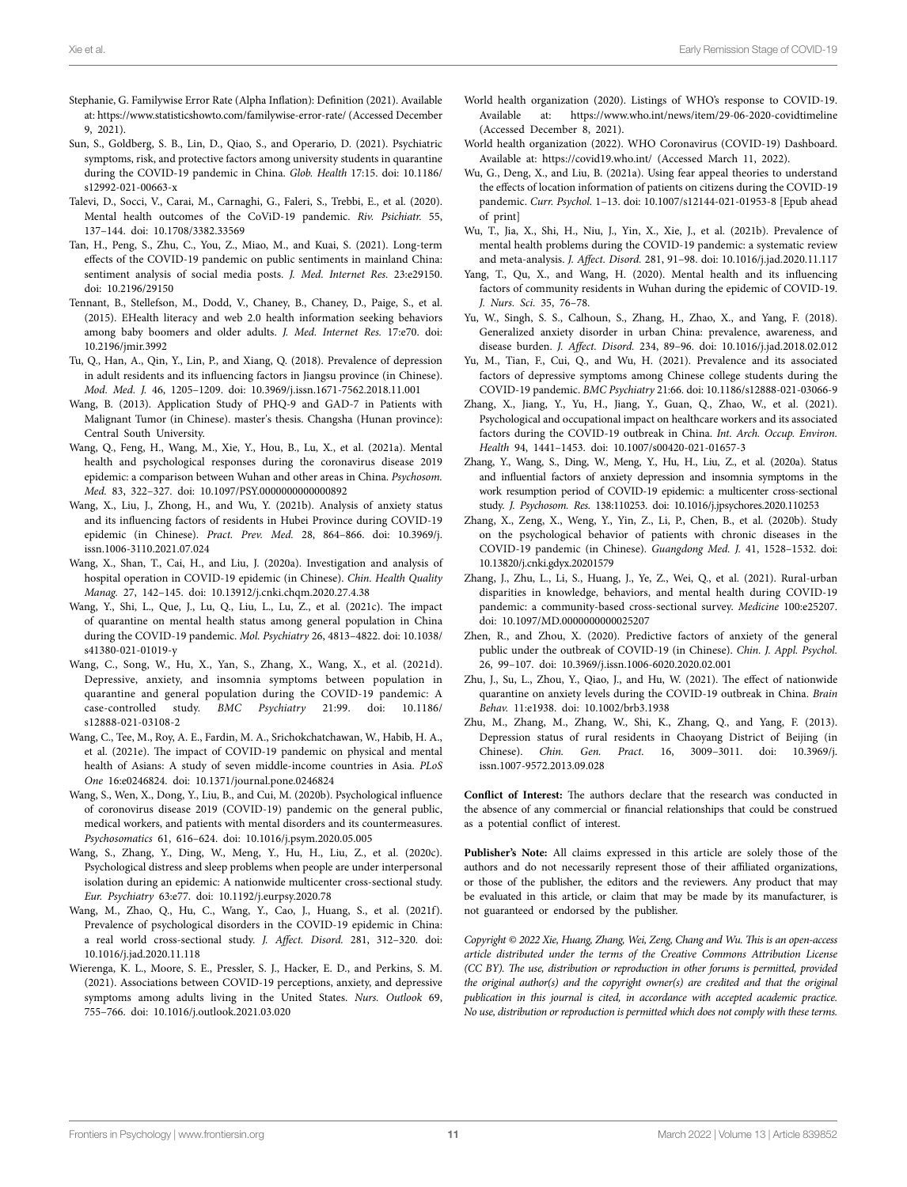Stephanie, G. Familywise Error Rate (Alpha Inflation): Definition (2021). Available at: https://www.statisticshowto.com/familywise-error-rate/ (Accessed December 9, 2021).

Sun, S., Goldberg, S. B., Lin, D., Qiao, S., and Operario, D. (2021). Psychiatric symptoms, risk, and protective factors among university students in quarantine during the COVID-19 pandemic in China. *Glob. Health* 17:15. doi: 10.1186/s12992-021-00663-x

Talevi, D., Socci, V., Carai, M., Carnaghi, G., Faleri, S., Trebbi, E., et al. (2020). Mental health outcomes of the CoViD-19 pandemic. *Riv. Psichiatr.* 55, 137–144. doi: 10.1708/3382.33569

Tan, H., Peng, S., Zhu, C., You, Z., Miao, M., and Kuai, S. (2021). Long-term effects of the COVID-19 pandemic on public sentiments in mainland China: sentiment analysis of social media posts. *J. Med. Internet Res.* 23:e29150. doi: 10.2196/29150

Tennant, B., Stellefson, M., Dodd, V., Chaney, B., Chaney, D., Paige, S., et al. (2015). EHealth literacy and web 2.0 health information seeking behaviors among baby boomers and older adults. *J. Med. Internet Res.* 17:e70. doi: 10.2196/jmir.3992

Tu, Q., Han, A., Qin, Y., Lin, P., and Xiang, Q. (2018). Prevalence of depression in adult residents and its influencing factors in Jiangsu province (in Chinese). *Mod. Med. J.* 46, 1205–1209. doi: 10.3969/j.issn.1671-7562.2018.11.001

Wang, B. (2013). Application Study of PHQ-9 and GAD-7 in Patients with Malignant Tumor (in Chinese). master's thesis. Changsha (Hunan province): Central South University.

Wang, Q., Feng, H., Wang, M., Xie, Y., Hou, B., Lu, X., et al. (2021a). Mental health and psychological responses during the coronavirus disease 2019 epidemic: a comparison between Wuhan and other areas in China. *Psychosom. Med.* 83, 322–327. doi: 10.1097/PSY.0000000000000892

Wang, X., Liu, J., Zhong, H., and Wu, Y. (2021b). Analysis of anxiety status and its influencing factors of residents in Hubei Province during COVID-19 epidemic (in Chinese). *Pract. Prev. Med.* 28, 864–866. doi: 10.3969/j.issn.1006-3110.2021.07.024

Wang, X., Shan, T., Cai, H., and Liu, J. (2020a). Investigation and analysis of hospital operation in COVID-19 epidemic (in Chinese). *Chin. Health Quality Manag.* 27, 142–145. doi: 10.13912/j.cnki.chqm.2020.27.4.38

Wang, Y., Shi, L., Que, J., Lu, Q., Liu, L., Lu, Z., et al. (2021c). The impact of quarantine on mental health status among general population in China during the COVID-19 pandemic. *Mol. Psychiatry* 26, 4813–4822. doi: 10.1038/s41380-021-01019-y

Wang, C., Song, W., Hu, X., Yan, S., Zhang, X., Wang, X., et al. (2021d). Depressive, anxiety, and insomnia symptoms between population in quarantine and general population during the COVID-19 pandemic: A case-controlled study. *BMC Psychiatry* 21:99. doi: 10.1186/s12888-021-03108-2

Wang, C., Tee, M., Roy, A. E., Fardin, M. A., Srichokchatchawan, W., Habib, H. A., et al. (2021e). The impact of COVID-19 pandemic on physical and mental health of Asians: A study of seven middle-income countries in Asia. *PLoS One* 16:e0246824. doi: 10.1371/journal.pone.0246824

Wang, S., Wen, X., Dong, Y., Liu, B., and Cui, M. (2020b). Psychological influence of coronovirus disease 2019 (COVID-19) pandemic on the general public, medical workers, and patients with mental disorders and its countermeasures. *Psychosomatics* 61, 616–624. doi: 10.1016/j.psym.2020.05.005

Wang, S., Zhang, Y., Ding, W., Meng, Y., Hu, H., Liu, Z., et al. (2020c). Psychological distress and sleep problems when people are under interpersonal isolation during an epidemic: A nationwide multicenter cross-sectional study. *Eur. Psychiatry* 63:e77. doi: 10.1192/j.eurpsy.2020.78

Wang, M., Zhao, Q., Hu, C., Wang, Y., Cao, J., Huang, S., et al. (2021f). Prevalence of psychological disorders in the COVID-19 epidemic in China: a real world cross-sectional study. *J. Affect. Disord.* 281, 312–320. doi: 10.1016/j.jad.2020.11.118

Wierenga, K. L., Moore, S. E., Pressler, S. J., Hacker, E. D., and Perkins, S. M. (2021). Associations between COVID-19 perceptions, anxiety, and depressive symptoms among adults living in the United States. *Nurs. Outlook* 69, 755–766. doi: 10.1016/j.outlook.2021.03.020

World health organization (2020). Listings of WHO's response to COVID-19. Available at: https://www.who.int/news/item/29-06-2020-covidtimeline (Accessed December 8, 2021).

World health organization (2022). WHO Coronavirus (COVID-19) Dashboard. Available at: https://covid19.who.int/ (Accessed March 11, 2022).

Wu, G., Deng, X., and Liu, B. (2021a). Using fear appeal theories to understand the effects of location information of patients on citizens during the COVID-19 pandemic. *Curr. Psychol.* 1–13. doi: 10.1007/s12144-021-01953-8 [Epub ahead of print]

Wu, T., Jia, X., Shi, H., Niu, J., Yin, X., Xie, J., et al. (2021b). Prevalence of mental health problems during the COVID-19 pandemic: a systematic review and meta-analysis. *J. Affect. Disord.* 281, 91–98. doi: 10.1016/j.jad.2020.11.117

Yang, T., Qu, X., and Wang, H. (2020). Mental health and its influencing factors of community residents in Wuhan during the epidemic of COVID-19. *J. Nurs. Sci.* 35, 76–78.

Yu, W., Singh, S. S., Calhoun, S., Zhang, H., Zhao, X., and Yang, F. (2018). Generalized anxiety disorder in urban China: prevalence, awareness, and disease burden. *J. Affect. Disord.* 234, 89–96. doi: 10.1016/j.jad.2018.02.012

Yu, M., Tian, F., Cui, Q., and Wu, H. (2021). Prevalence and its associated factors of depressive symptoms among Chinese college students during the COVID-19 pandemic. *BMC Psychiatry* 21:66. doi: 10.1186/s12888-021-03066-9

Zhang, X., Jiang, Y., Yu, H., Jiang, Y., Guan, Q., Zhao, W., et al. (2021). Psychological and occupational impact on healthcare workers and its associated factors during the COVID-19 outbreak in China. *Int. Arch. Occup. Environ. Health* 94, 1441–1453. doi: 10.1007/s00420-021-01657-3

Zhang, Y., Wang, S., Ding, W., Meng, Y., Hu, H., Liu, Z., et al. (2020a). Status and influential factors of anxiety depression and insomnia symptoms in the work resumption period of COVID-19 epidemic: a multicenter cross-sectional study. *J. Psychosom. Res.* 138:110253. doi: 10.1016/j.jpsychores.2020.110253

Zhang, X., Zeng, X., Weng, Y., Yin, Z., Li, P., Chen, B., et al. (2020b). Study on the psychological behavior of patients with chronic diseases in the COVID-19 pandemic (in Chinese). *Guangdong Med. J.* 41, 1528–1532. doi: 10.13820/j.cnki.gdyx.20201579

Zhang, J., Zhu, L., Li, S., Huang, J., Ye, Z., Wei, Q., et al. (2021). Rural-urban disparities in knowledge, behaviors, and mental health during COVID-19 pandemic: a community-based cross-sectional survey. *Medicine* 100:e25207. doi: 10.1097/MD.0000000000025207

Zhen, R., and Zhou, X. (2020). Predictive factors of anxiety of the general public under the outbreak of COVID-19 (in Chinese). *Chin. J. Appl. Psychol.* 26, 99–107. doi: 10.3969/j.issn.1006-6020.2020.02.001

Zhu, J., Su, L., Zhou, Y., Qiao, J., and Hu, W. (2021). The effect of nationwide quarantine on anxiety levels during the COVID-19 outbreak in China. *Brain Behav.* 11:e1938. doi: 10.1002/brb3.1938

Zhu, M., Zhang, M., Zhang, W., Shi, K., Zhang, Q., and Yang, F. (2013). Depression status of rural residents in Chaoyang District of Beijing (in Chinese). *Chin. Gen. Pract.* 16, 3009–3011. doi: 10.3969/j.issn.1007-9572.2013.09.028

**Conflict of Interest:** The authors declare that the research was conducted in the absence of any commercial or financial relationships that could be construed as a potential conflict of interest.

**Publisher's Note:** All claims expressed in this article are solely those of the authors and do not necessarily represent those of their affiliated organizations, or those of the publisher, the editors and the reviewers. Any product that may be evaluated in this article, or claim that may be made by its manufacturer, is not guaranteed or endorsed by the publisher.

*Copyright © 2022 Xie, Huang, Zhang, Wei, Zeng, Chang and Wu. This is an open-access article distributed under the terms of the Creative Commons Attribution License (CC BY). The use, distribution or reproduction in other forums is permitted, provided the original author(s) and the copyright owner(s) are credited and that the original publication in this journal is cited, in accordance with accepted academic practice. No use, distribution or reproduction is permitted which does not comply with these terms.*